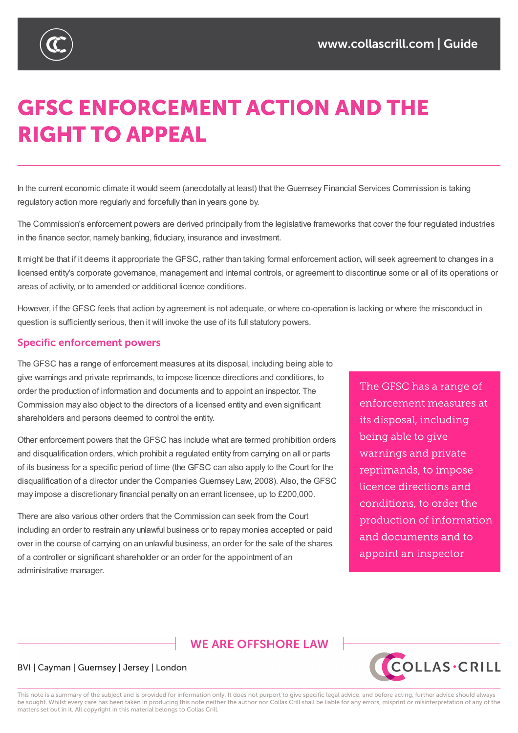# GFSC ENFORCEMENT ACTION AND THE RIGHT TO APPEAL

In the current economic climate it would seem (anecdotally at least) that the Guernsey Financial Services Commission is taking regulatory action more regularly and forcefully than in years gone by.

The Commission's enforcement powers are derived principally from the legislative frameworks that cover the four regulated industries in the finance sector, namely banking, fiduciary, insurance and investment.

It might be that if it deems it appropriate the GFSC, rather than taking formal enforcement action, will seek agreement to changes in a licensed entity's corporate governance, management and internal controls, or agreement to discontinue some or all of its operations or areas of activity, or to amended or additional licence conditions.

However, if the GFSC feels that action by agreement is not adequate, or where co-operation is lacking or where the misconduct in question is sufficiently serious, then it will invoke the use of its full statutory powers.

## Specific enforcement powers

The GFSC has a range of enforcement measures at its disposal, including being able to give warnings and private reprimands, to impose licence directions and conditions, to order the production of information and documents and to appoint an inspector. The Commission may also object to the directors of a licensed entity and even significant shareholders and persons deemed to control the entity.

Other enforcement powers that the GFSC has include what are termed prohibition orders and disqualification orders, which prohibit a regulated entity from carrying on all or parts of its business for a specific period of time (the GFSC can also apply to the Court for the disqualification of a director under the Companies Guernsey Law, 2008). Also, the GFSC may impose a discretionary financial penalty on an errant licensee, up to £200,000.

There are also various other orders that the Commission can seek from the Court including an order to restrain any unlawful business or to repay monies accepted or paid over in the course of carrying on an unlawful business, an order for the sale of the shares of a controller or significant shareholder or an order for the appointment of an administrative manager.

> The GFSC has a range of enforcement measures at its disposal, including being able to give warnings and private reprimands, to impose licence directions and conditions, to order the production of information and documents and to appoint an inspector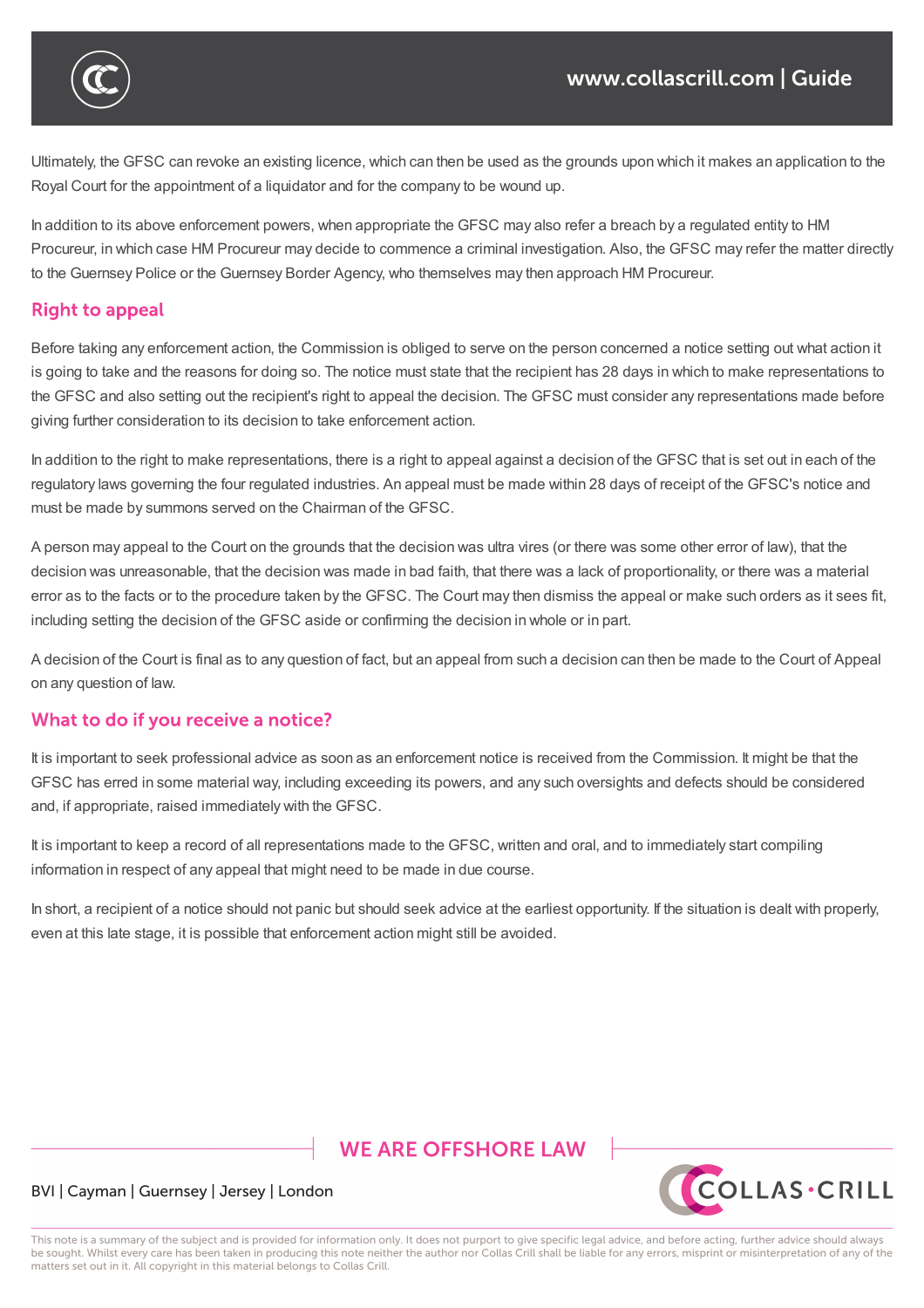Ultimately, the GFSC can revoke an existing licence, which can then be used as the grounds upon which it makes an application to the Royal Court for the appointment of a liquidator and for the company to be wound up.

In addition to its above enforcement powers, when appropriate the GFSC may also refer a breach by a regulated entity to HM Procureur, in which case HM Procureur may decide to commence a criminal investigation. Also, the GFSC may refer the matter directly to the Guernsey Police or the Guernsey Border Agency, who themselves may then approach HM Procureur.

## Right to appeal

Before taking any enforcement action, the Commission is obliged to serve on the person concerned a notice setting out what action it is going to take and the reasons for doing so. The notice must state that the recipient has 28 days in which to make representations to the GFSC and also setting out the recipient's right to appeal the decision. The GFSC must consider any representations made before giving further consideration to its decision to take enforcement action.

In addition to the right to make representations, there is a right to appeal against a decision of the GFSC that is set out in each of the regulatory laws governing the four regulated industries. An appeal must be made within 28 days of receipt of the GFSC's notice and must be made by summons served on the Chairman of the GFSC.

A person may appeal to the Court on the grounds that the decision was ultra vires (or there was some other error of law), that the decision was unreasonable, that the decision was made in bad faith, that there was a lack of proportionality, or there was a material error as to the facts or to the procedure taken by the GFSC. The Court may then dismiss the appeal or make such orders as it sees fit, including setting the decision of the GFSC aside or confirming the decision in whole or in part.

A decision of the Court is final as to any question of fact, but an appeal from such a decision can then be made to the Court of Appeal on any question of law.

## What to do if you receive a notice?

It is important to seek professional advice as soon as an enforcement notice is received from the Commission. It might be that the GFSC has erred in some material way, including exceeding its powers, and any such oversights and defects should be considered and, if appropriate, raised immediately with the GFSC.

It is important to keep a record of all representations made to the GFSC, written and oral, and to immediately start compiling information in respect of any appeal that might need to be made in due course.

In short, a recipient of a notice should not panic but should seek advice at the earliest opportunity. If the situation is dealt with properly, even at this late stage, it is possible that enforcement action might still be avoided.

WE ARE OFFSHORE LAW

BVI | Cayman | Guernsey | Jersey | London

This note is a summary of the subject and is provided for information only. It does not purport to give specific legal advice, and before acting, further advice should always be sought. Whilst every care has been taken in producing this note neither the author nor Collas Crill shall be liable for any errors, misprint or misinterpretation of any of the matters set out in it. All copyright in this material belongs to Collas Crill.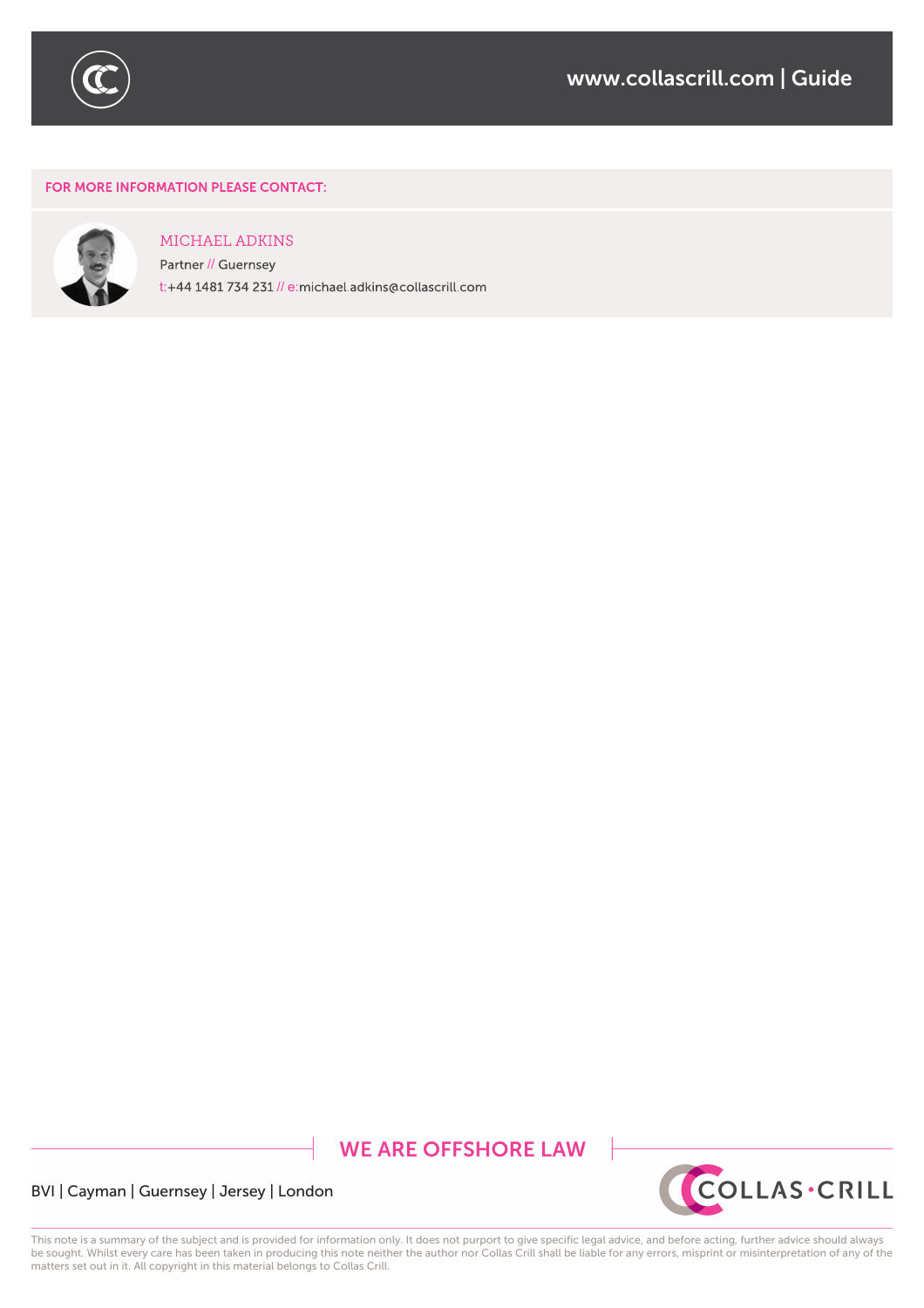www.collascrill.com | Guide

**FOR MORE INFORMATION PLEASE CONTACT:**

MICHAEL ADKINS

Partner // Guernsey

t:+44 1481 734 231 // e:michael.adkins@collascrill.com

## WE ARE OFFSHORE LAW

BVI | Cayman | Guernsey | Jersey | London

COLLAS·CRILL

This note is a summary of the subject and is provided for information only. It does not purport to give specific legal advice, and before acting, further advice should always be sought. Whilst every care has been taken in producing this note neither the author nor Collas Crill shall be liable for any errors, misprint or misinterpretation of any of the matters set out in it. All copyright in this material belongs to Collas Crill.